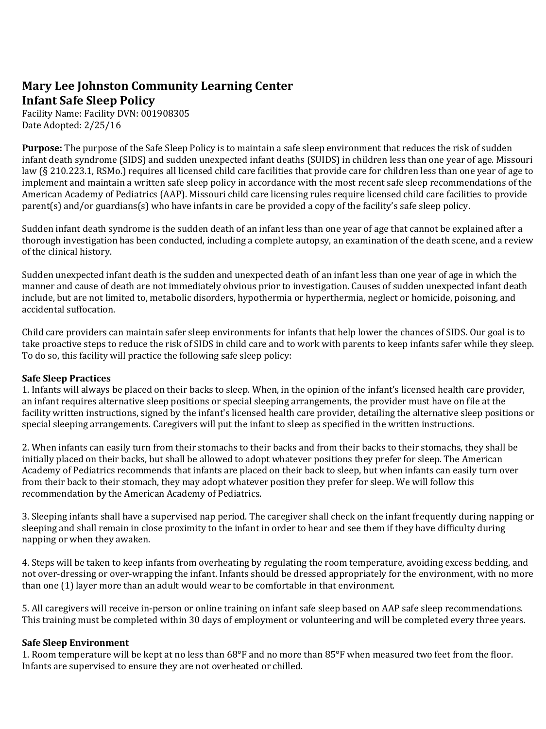# Mary Lee Johnston Community Learning Center
# Infant Safe Sleep Policy

Facility Name: Facility DVN: 001908305
Date Adopted: 2/25/16

**Purpose:** The purpose of the Safe Sleep Policy is to maintain a safe sleep environment that reduces the risk of sudden infant death syndrome (SIDS) and sudden unexpected infant deaths (SUIDS) in children less than one year of age. Missouri law (§ 210.223.1, RSMo.) requires all licensed child care facilities that provide care for children less than one year of age to implement and maintain a written safe sleep policy in accordance with the most recent safe sleep recommendations of the American Academy of Pediatrics (AAP). Missouri child care licensing rules require licensed child care facilities to provide parent(s) and/or guardians(s) who have infants in care be provided a copy of the facility's safe sleep policy.

Sudden infant death syndrome is the sudden death of an infant less than one year of age that cannot be explained after a thorough investigation has been conducted, including a complete autopsy, an examination of the death scene, and a review of the clinical history.

Sudden unexpected infant death is the sudden and unexpected death of an infant less than one year of age in which the manner and cause of death are not immediately obvious prior to investigation. Causes of sudden unexpected infant death include, but are not limited to, metabolic disorders, hypothermia or hyperthermia, neglect or homicide, poisoning, and accidental suffocation.

Child care providers can maintain safer sleep environments for infants that help lower the chances of SIDS. Our goal is to take proactive steps to reduce the risk of SIDS in child care and to work with parents to keep infants safer while they sleep. To do so, this facility will practice the following safe sleep policy:

**Safe Sleep Practices**

1. Infants will always be placed on their backs to sleep. When, in the opinion of the infant's licensed health care provider, an infant requires alternative sleep positions or special sleeping arrangements, the provider must have on file at the facility written instructions, signed by the infant's licensed health care provider, detailing the alternative sleep positions or special sleeping arrangements. Caregivers will put the infant to sleep as specified in the written instructions.

2. When infants can easily turn from their stomachs to their backs and from their backs to their stomachs, they shall be initially placed on their backs, but shall be allowed to adopt whatever positions they prefer for sleep. The American Academy of Pediatrics recommends that infants are placed on their back to sleep, but when infants can easily turn over from their back to their stomach, they may adopt whatever position they prefer for sleep. We will follow this recommendation by the American Academy of Pediatrics.

3. Sleeping infants shall have a supervised nap period. The caregiver shall check on the infant frequently during napping or sleeping and shall remain in close proximity to the infant in order to hear and see them if they have difficulty during napping or when they awaken.

4. Steps will be taken to keep infants from overheating by regulating the room temperature, avoiding excess bedding, and not over-dressing or over-wrapping the infant. Infants should be dressed appropriately for the environment, with no more than one (1) layer more than an adult would wear to be comfortable in that environment.

5. All caregivers will receive in-person or online training on infant safe sleep based on AAP safe sleep recommendations. This training must be completed within 30 days of employment or volunteering and will be completed every three years.

**Safe Sleep Environment**

1. Room temperature will be kept at no less than 68°F and no more than 85°F when measured two feet from the floor. Infants are supervised to ensure they are not overheated or chilled.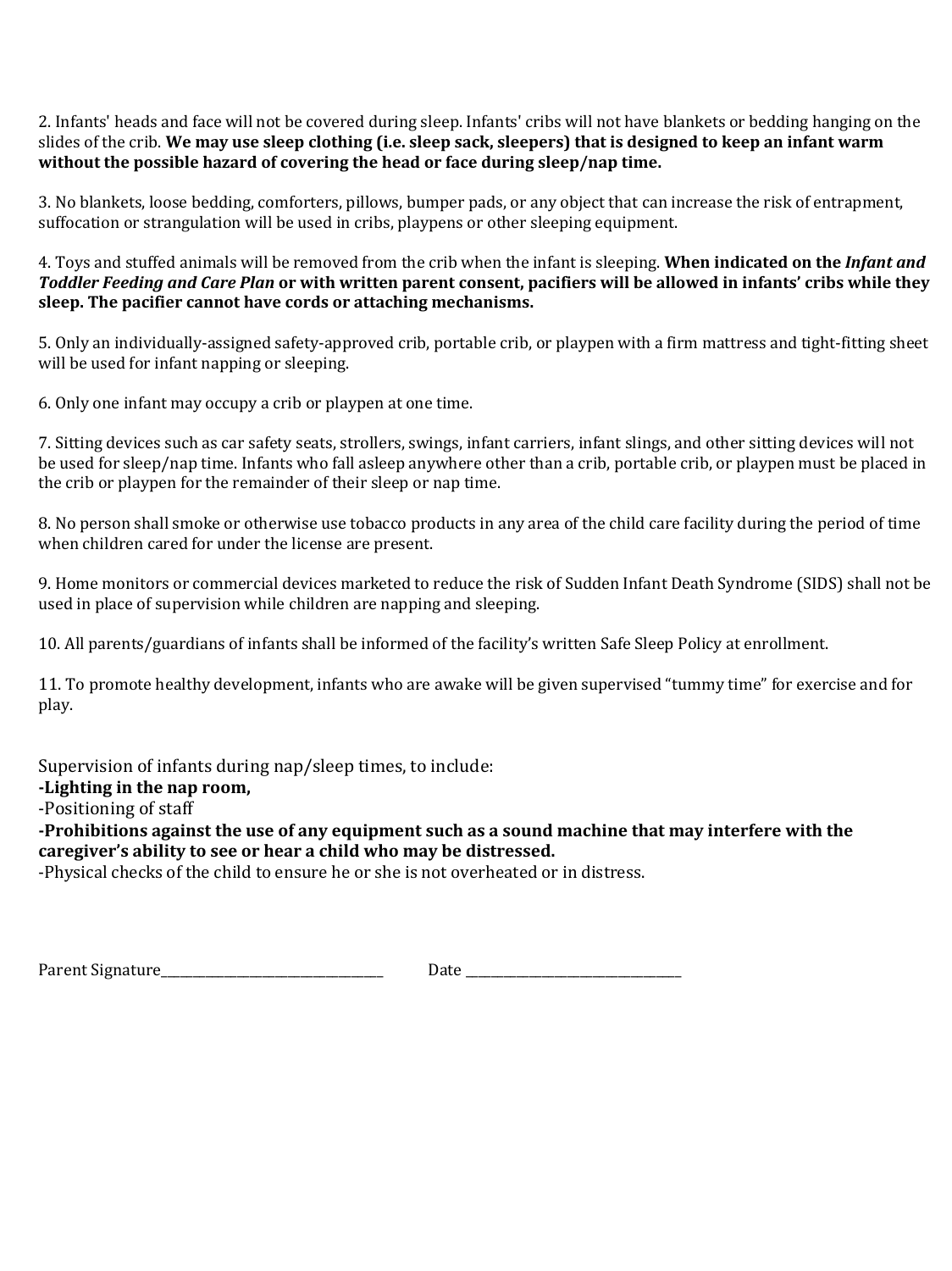2. Infants' heads and face will not be covered during sleep. Infants' cribs will not have blankets or bedding hanging on the slides of the crib. **We may use sleep clothing (i.e. sleep sack, sleepers) that is designed to keep an infant warm without the possible hazard of covering the head or face during sleep/nap time.**

3. No blankets, loose bedding, comforters, pillows, bumper pads, or any object that can increase the risk of entrapment, suffocation or strangulation will be used in cribs, playpens or other sleeping equipment.

4. Toys and stuffed animals will be removed from the crib when the infant is sleeping. **When indicated on the *Infant and Toddler Feeding and Care Plan* or with written parent consent, pacifiers will be allowed in infants' cribs while they sleep. The pacifier cannot have cords or attaching mechanisms.**

5. Only an individually-assigned safety-approved crib, portable crib, or playpen with a firm mattress and tight-fitting sheet will be used for infant napping or sleeping.

6. Only one infant may occupy a crib or playpen at one time.

7. Sitting devices such as car safety seats, strollers, swings, infant carriers, infant slings, and other sitting devices will not be used for sleep/nap time. Infants who fall asleep anywhere other than a crib, portable crib, or playpen must be placed in the crib or playpen for the remainder of their sleep or nap time.

8. No person shall smoke or otherwise use tobacco products in any area of the child care facility during the period of time when children cared for under the license are present.

9. Home monitors or commercial devices marketed to reduce the risk of Sudden Infant Death Syndrome (SIDS) shall not be used in place of supervision while children are napping and sleeping.

10. All parents/guardians of infants shall be informed of the facility's written Safe Sleep Policy at enrollment.

11. To promote healthy development, infants who are awake will be given supervised "tummy time" for exercise and for play.

Supervision of infants during nap/sleep times, to include:
**-Lighting in the nap room,**
-Positioning of staff
**-Prohibitions against the use of any equipment such as a sound machine that may interfere with the caregiver's ability to see or hear a child who may be distressed.**
-Physical checks of the child to ensure he or she is not overheated or in distress.

Parent Signature_________________________________ Date _______________________________